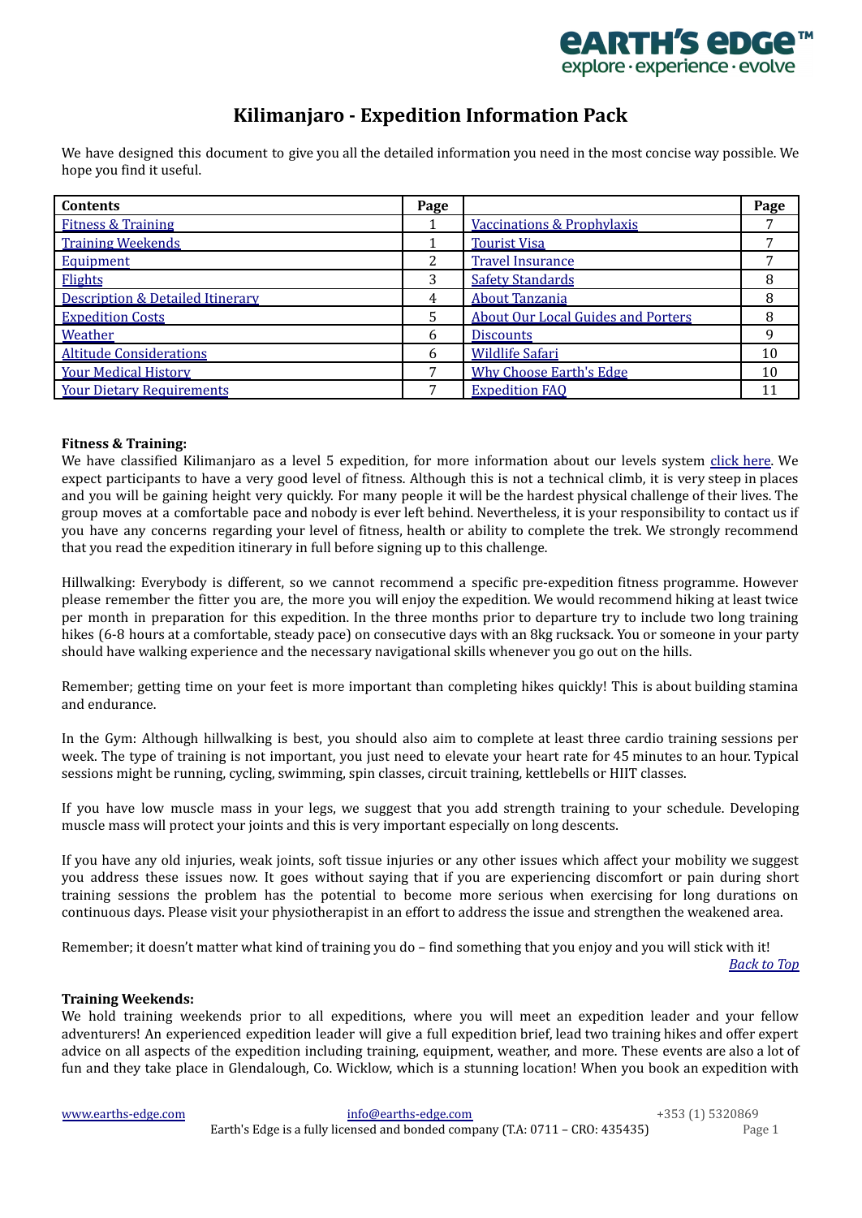# Kilimanjaro - Expedition Information Pack

We have designed this document to give you all the detailed information you need in the most concise way possible. We hope you find it useful.

| Contents | Page | | Page |
|---|---|---|---|
| Fitness & Training | 1 | Vaccinations & Prophylaxis | 7 |
| Training Weekends | 1 | Tourist Visa | 7 |
| Equipment | 2 | Travel Insurance | 7 |
| Flights | 3 | Safety Standards | 8 |
| Description & Detailed Itinerary | 4 | About Tanzania | 8 |
| Expedition Costs | 5 | About Our Local Guides and Porters | 8 |
| Weather | 6 | Discounts | 9 |
| Altitude Considerations | 6 | Wildlife Safari | 10 |
| Your Medical History | 7 | Why Choose Earth's Edge | 10 |
| Your Dietary Requirements | 7 | Expedition FAQ | 11 |

**Fitness & Training:**

We have classified Kilimanjaro as a level 5 expedition, for more information about our levels system click here. We expect participants to have a very good level of fitness. Although this is not a technical climb, it is very steep in places and you will be gaining height very quickly. For many people it will be the hardest physical challenge of their lives. The group moves at a comfortable pace and nobody is ever left behind. Nevertheless, it is your responsibility to contact us if you have any concerns regarding your level of fitness, health or ability to complete the trek. We strongly recommend that you read the expedition itinerary in full before signing up to this challenge.

Hillwalking: Everybody is different, so we cannot recommend a specific pre-expedition fitness programme. However please remember the fitter you are, the more you will enjoy the expedition. We would recommend hiking at least twice per month in preparation for this expedition. In the three months prior to departure try to include two long training hikes (6-8 hours at a comfortable, steady pace) on consecutive days with an 8kg rucksack. You or someone in your party should have walking experience and the necessary navigational skills whenever you go out on the hills.

Remember; getting time on your feet is more important than completing hikes quickly! This is about building stamina and endurance.

In the Gym: Although hillwalking is best, you should also aim to complete at least three cardio training sessions per week. The type of training is not important, you just need to elevate your heart rate for 45 minutes to an hour. Typical sessions might be running, cycling, swimming, spin classes, circuit training, kettlebells or HIIT classes.

If you have low muscle mass in your legs, we suggest that you add strength training to your schedule. Developing muscle mass will protect your joints and this is very important especially on long descents.

If you have any old injuries, weak joints, soft tissue injuries or any other issues which affect your mobility we suggest you address these issues now. It goes without saying that if you are experiencing discomfort or pain during short training sessions the problem has the potential to become more serious when exercising for long durations on continuous days. Please visit your physiotherapist in an effort to address the issue and strengthen the weakened area.

Remember; it doesn't matter what kind of training you do – find something that you enjoy and you will stick with it!

*Back to Top*

**Training Weekends:**

We hold training weekends prior to all expeditions, where you will meet an expedition leader and your fellow adventurers! An experienced expedition leader will give a full expedition brief, lead two training hikes and offer expert advice on all aspects of the expedition including training, equipment, weather, and more. These events are also a lot of fun and they take place in Glendalough, Co. Wicklow, which is a stunning location! When you book an expedition with

www.earths-edge.com info@earths-edge.com +353 (1) 5320869
Earth's Edge is a fully licensed and bonded company (T.A: 0711 – CRO: 435435)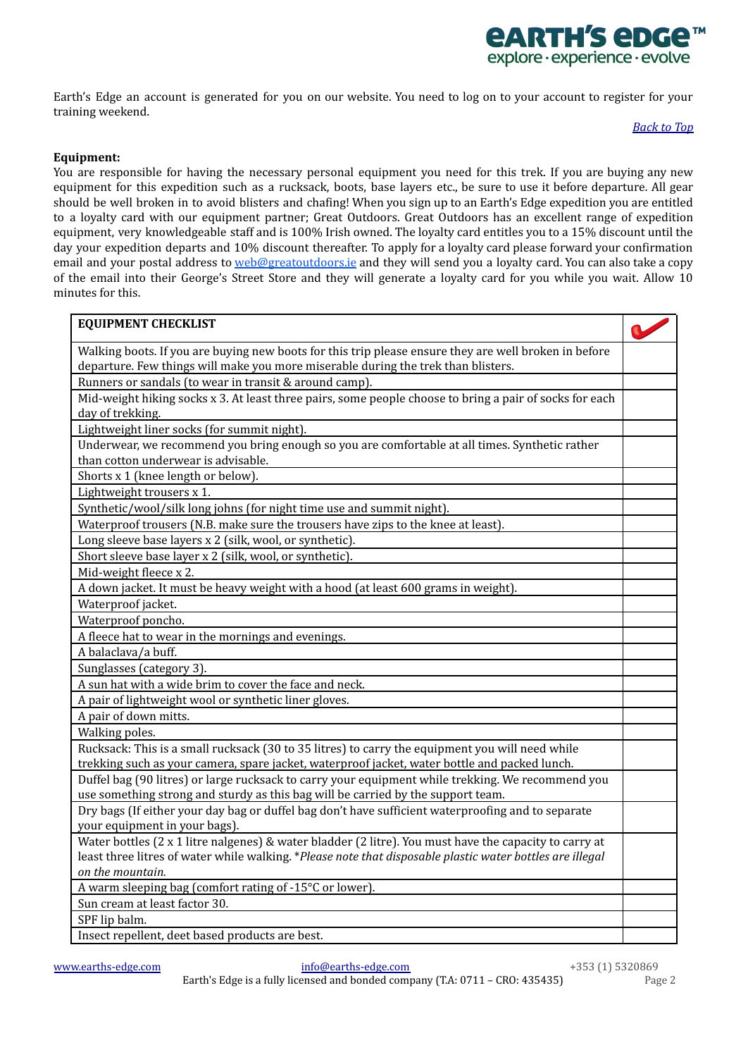Earth's Edge an account is generated for you on our website. You need to log on to your account to register for your training weekend.

[Back to Top]

**Equipment:**
You are responsible for having the necessary personal equipment you need for this trek. If you are buying any new equipment for this expedition such as a rucksack, boots, base layers etc., be sure to use it before departure. All gear should be well broken in to avoid blisters and chafing! When you sign up to an Earth's Edge expedition you are entitled to a loyalty card with our equipment partner; Great Outdoors. Great Outdoors has an excellent range of expedition equipment, very knowledgeable staff and is 100% Irish owned. The loyalty card entitles you to a 15% discount until the day your expedition departs and 10% discount thereafter. To apply for a loyalty card please forward your confirmation email and your postal address to web@greatoutdoors.ie and they will send you a loyalty card. You can also take a copy of the email into their George's Street Store and they will generate a loyalty card for you while you wait. Allow 10 minutes for this.

| EQUIPMENT CHECKLIST | ✔ |
|---|---|
| Walking boots. If you are buying new boots for this trip please ensure they are well broken in before departure. Few things will make you more miserable during the trek than blisters. | |
| Runners or sandals (to wear in transit & around camp). | |
| Mid-weight hiking socks x 3. At least three pairs, some people choose to bring a pair of socks for each day of trekking. | |
| Lightweight liner socks (for summit night). | |
| Underwear, we recommend you bring enough so you are comfortable at all times. Synthetic rather than cotton underwear is advisable. | |
| Shorts x 1 (knee length or below). | |
| Lightweight trousers x 1. | |
| Synthetic/wool/silk long johns (for night time use and summit night). | |
| Waterproof trousers (N.B. make sure the trousers have zips to the knee at least). | |
| Long sleeve base layers x 2 (silk, wool, or synthetic). | |
| Short sleeve base layer x 2 (silk, wool, or synthetic). | |
| Mid-weight fleece x 2. | |
| A down jacket. It must be heavy weight with a hood (at least 600 grams in weight). | |
| Waterproof jacket. | |
| Waterproof poncho. | |
| A fleece hat to wear in the mornings and evenings. | |
| A balaclava/a buff. | |
| Sunglasses (category 3). | |
| A sun hat with a wide brim to cover the face and neck. | |
| A pair of lightweight wool or synthetic liner gloves. | |
| A pair of down mitts. | |
| Walking poles. | |
| Rucksack: This is a small rucksack (30 to 35 litres) to carry the equipment you will need while trekking such as your camera, spare jacket, waterproof jacket, water bottle and packed lunch. | |
| Duffel bag (90 litres) or large rucksack to carry your equipment while trekking. We recommend you use something strong and sturdy as this bag will be carried by the support team. | |
| Dry bags (If either your day bag or duffel bag don't have sufficient waterproofing and to separate your equipment in your bags). | |
| Water bottles (2 x 1 litre nalgenes) & water bladder (2 litre). You must have the capacity to carry at least three litres of water while walking. **Please note that disposable plastic water bottles are illegal on the mountain.* | |
| A warm sleeping bag (comfort rating of -15°C or lower). | |
| Sun cream at least factor 30. | |
| SPF lip balm. | |
| Insect repellent, deet based products are best. | |

www.earths-edge.com info@earths-edge.com +353 (1) 5320869
Earth's Edge is a fully licensed and bonded company (T.A: 0711 – CRO: 435435)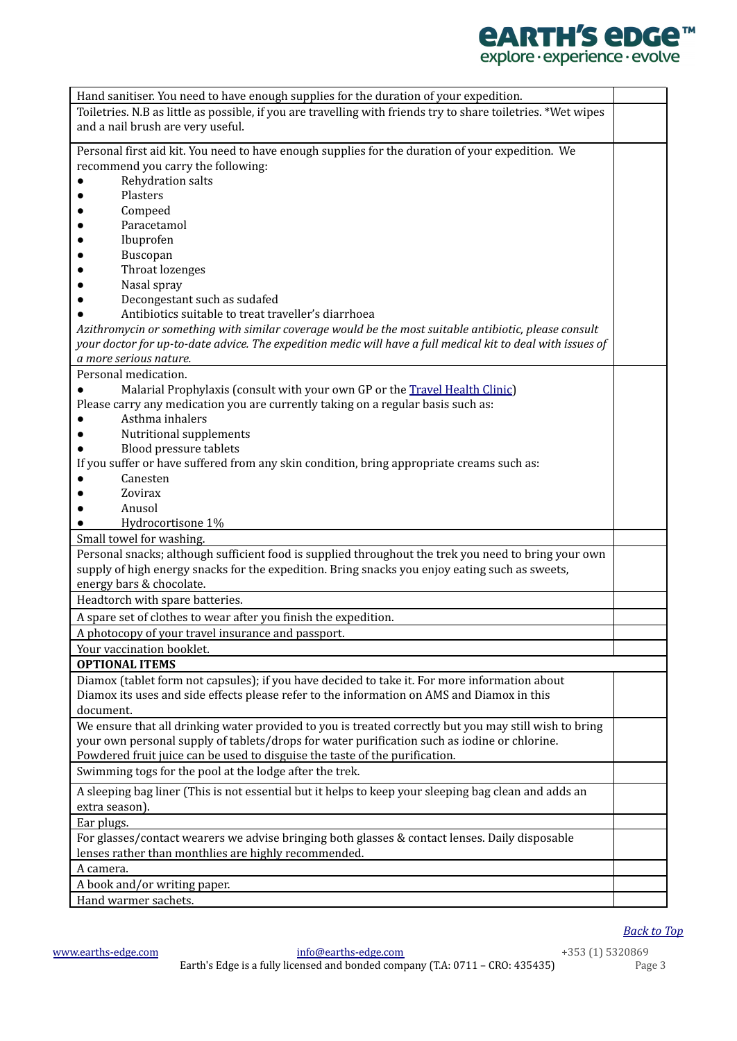| | |
|---|---|
| Hand sanitiser. You need to have enough supplies for the duration of your expedition. | |
| Toiletries. N.B as little as possible, if you are travelling with friends try to share toiletries. *Wet wipes and a nail brush are very useful. | |
| Personal first aid kit. You need to have enough supplies for the duration of your expedition. We recommend you carry the following:<br>● Rehydration salts<br>● Plasters<br>● Compeed<br>● Paracetamol<br>● Ibuprofen<br>● Buscopan<br>● Throat lozenges<br>● Nasal spray<br>● Decongestant such as sudafed<br>● Antibiotics suitable to treat traveller's diarrhoea<br>*Azithromycin or something with similar coverage would be the most suitable antibiotic, please consult your doctor for up-to-date advice. The expedition medic will have a full medical kit to deal with issues of a more serious nature.* | |
| Personal medication.<br>● Malarial Prophylaxis (consult with your own GP or the Travel Health Clinic)<br>Please carry any medication you are currently taking on a regular basis such as:<br>● Asthma inhalers<br>● Nutritional supplements<br>● Blood pressure tablets<br>If you suffer or have suffered from any skin condition, bring appropriate creams such as:<br>● Canesten<br>● Zovirax<br>● Anusol<br>● Hydrocortisone 1% | |
| Small towel for washing. | |
| Personal snacks; although sufficient food is supplied throughout the trek you need to bring your own supply of high energy snacks for the expedition. Bring snacks you enjoy eating such as sweets, energy bars & chocolate. | |
| Headtorch with spare batteries. | |
| A spare set of clothes to wear after you finish the expedition. | |
| A photocopy of your travel insurance and passport. | |
| Your vaccination booklet. | |
| **OPTIONAL ITEMS** | |
| Diamox (tablet form not capsules); if you have decided to take it. For more information about Diamox its uses and side effects please refer to the information on AMS and Diamox in this document. | |
| We ensure that all drinking water provided to you is treated correctly but you may still wish to bring your own personal supply of tablets/drops for water purification such as iodine or chlorine. Powdered fruit juice can be used to disguise the taste of the purification. | |
| Swimming togs for the pool at the lodge after the trek. | |
| A sleeping bag liner (This is not essential but it helps to keep your sleeping bag clean and adds an extra season). | |
| Ear plugs. | |
| For glasses/contact wearers we advise bringing both glasses & contact lenses. Daily disposable lenses rather than monthlies are highly recommended. | |
| A camera. | |
| A book and/or writing paper. | |
| Hand warmer sachets. | |

*Back to Top*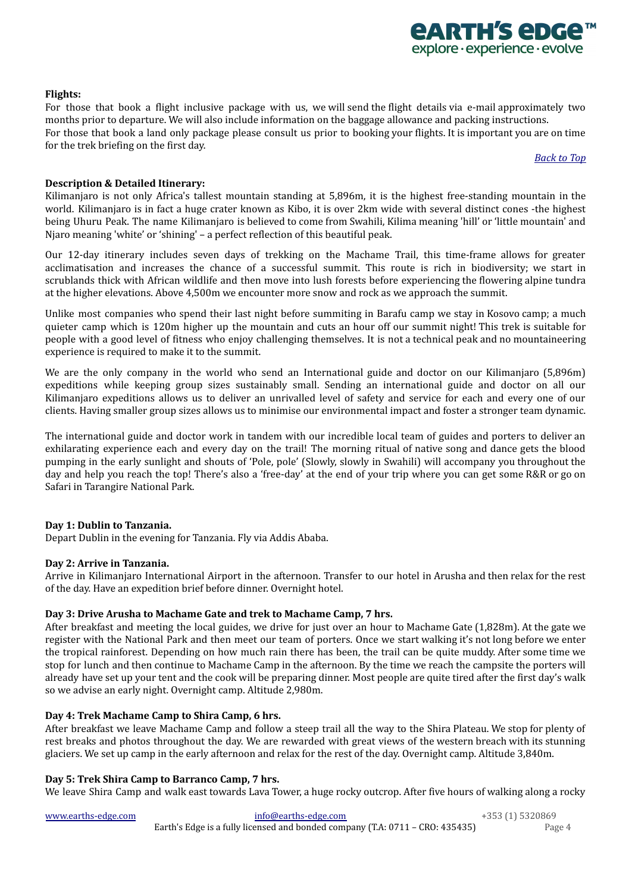**Flights:**

For those that book a flight inclusive package with us, we will send the flight details via e-mail approximately two months prior to departure. We will also include information on the baggage allowance and packing instructions.
For those that book a land only package please consult us prior to booking your flights. It is important you are on time for the trek briefing on the first day.

*Back to Top*

**Description & Detailed Itinerary:**

Kilimanjaro is not only Africa's tallest mountain standing at 5,896m, it is the highest free-standing mountain in the world. Kilimanjaro is in fact a huge crater known as Kibo, it is over 2km wide with several distinct cones -the highest being Uhuru Peak. The name Kilimanjaro is believed to come from Swahili, Kilima meaning 'hill' or 'little mountain' and Njaro meaning 'white' or 'shining' – a perfect reflection of this beautiful peak.

Our 12-day itinerary includes seven days of trekking on the Machame Trail, this time-frame allows for greater acclimatisation and increases the chance of a successful summit. This route is rich in biodiversity; we start in scrublands thick with African wildlife and then move into lush forests before experiencing the flowering alpine tundra at the higher elevations. Above 4,500m we encounter more snow and rock as we approach the summit.

Unlike most companies who spend their last night before summiting in Barafu camp we stay in Kosovo camp; a much quieter camp which is 120m higher up the mountain and cuts an hour off our summit night! This trek is suitable for people with a good level of fitness who enjoy challenging themselves. It is not a technical peak and no mountaineering experience is required to make it to the summit.

We are the only company in the world who send an International guide and doctor on our Kilimanjaro (5,896m) expeditions while keeping group sizes sustainably small. Sending an international guide and doctor on all our Kilimanjaro expeditions allows us to deliver an unrivalled level of safety and service for each and every one of our clients. Having smaller group sizes allows us to minimise our environmental impact and foster a stronger team dynamic.

The international guide and doctor work in tandem with our incredible local team of guides and porters to deliver an exhilarating experience each and every day on the trail! The morning ritual of native song and dance gets the blood pumping in the early sunlight and shouts of 'Pole, pole' (Slowly, slowly in Swahili) will accompany you throughout the day and help you reach the top! There's also a 'free-day' at the end of your trip where you can get some R&R or go on Safari in Tarangire National Park.

**Day 1: Dublin to Tanzania.**

Depart Dublin in the evening for Tanzania. Fly via Addis Ababa.

**Day 2: Arrive in Tanzania.**

Arrive in Kilimanjaro International Airport in the afternoon. Transfer to our hotel in Arusha and then relax for the rest of the day. Have an expedition brief before dinner. Overnight hotel.

**Day 3: Drive Arusha to Machame Gate and trek to Machame Camp, 7 hrs.**

After breakfast and meeting the local guides, we drive for just over an hour to Machame Gate (1,828m). At the gate we register with the National Park and then meet our team of porters. Once we start walking it's not long before we enter the tropical rainforest. Depending on how much rain there has been, the trail can be quite muddy. After some time we stop for lunch and then continue to Machame Camp in the afternoon. By the time we reach the campsite the porters will already have set up your tent and the cook will be preparing dinner. Most people are quite tired after the first day's walk so we advise an early night. Overnight camp. Altitude 2,980m.

**Day 4: Trek Machame Camp to Shira Camp, 6 hrs.**

After breakfast we leave Machame Camp and follow a steep trail all the way to the Shira Plateau. We stop for plenty of rest breaks and photos throughout the day. We are rewarded with great views of the western breach with its stunning glaciers. We set up camp in the early afternoon and relax for the rest of the day. Overnight camp. Altitude 3,840m.

**Day 5: Trek Shira Camp to Barranco Camp, 7 hrs.**

We leave Shira Camp and walk east towards Lava Tower, a huge rocky outcrop. After five hours of walking along a rocky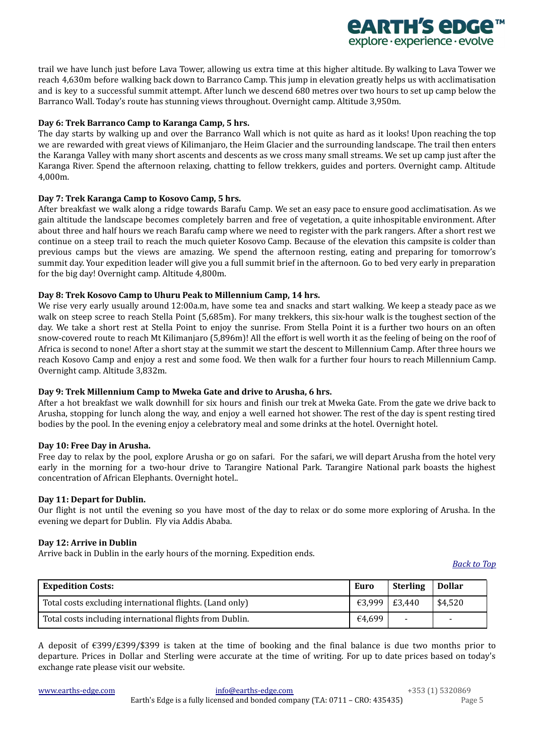trail we have lunch just before Lava Tower, allowing us extra time at this higher altitude. By walking to Lava Tower we reach 4,630m before walking back down to Barranco Camp. This jump in elevation greatly helps us with acclimatisation and is key to a successful summit attempt. After lunch we descend 680 metres over two hours to set up camp below the Barranco Wall. Today's route has stunning views throughout. Overnight camp. Altitude 3,950m.

**Day 6: Trek Barranco Camp to Karanga Camp, 5 hrs.**

The day starts by walking up and over the Barranco Wall which is not quite as hard as it looks! Upon reaching the top we are rewarded with great views of Kilimanjaro, the Heim Glacier and the surrounding landscape. The trail then enters the Karanga Valley with many short ascents and descents as we cross many small streams. We set up camp just after the Karanga River. Spend the afternoon relaxing, chatting to fellow trekkers, guides and porters. Overnight camp. Altitude 4,000m.

**Day 7: Trek Karanga Camp to Kosovo Camp, 5 hrs.**

After breakfast we walk along a ridge towards Barafu Camp. We set an easy pace to ensure good acclimatisation. As we gain altitude the landscape becomes completely barren and free of vegetation, a quite inhospitable environment. After about three and half hours we reach Barafu camp where we need to register with the park rangers. After a short rest we continue on a steep trail to reach the much quieter Kosovo Camp. Because of the elevation this campsite is colder than previous camps but the views are amazing. We spend the afternoon resting, eating and preparing for tomorrow's summit day. Your expedition leader will give you a full summit brief in the afternoon. Go to bed very early in preparation for the big day! Overnight camp. Altitude 4,800m.

**Day 8: Trek Kosovo Camp to Uhuru Peak to Millennium Camp, 14 hrs.**

We rise very early usually around 12:00a.m, have some tea and snacks and start walking. We keep a steady pace as we walk on steep scree to reach Stella Point (5,685m). For many trekkers, this six-hour walk is the toughest section of the day. We take a short rest at Stella Point to enjoy the sunrise. From Stella Point it is a further two hours on an often snow-covered route to reach Mt Kilimanjaro (5,896m)! All the effort is well worth it as the feeling of being on the roof of Africa is second to none! After a short stay at the summit we start the descent to Millennium Camp. After three hours we reach Kosovo Camp and enjoy a rest and some food. We then walk for a further four hours to reach Millennium Camp. Overnight camp. Altitude 3,832m.

**Day 9: Trek Millennium Camp to Mweka Gate and drive to Arusha, 6 hrs.**

After a hot breakfast we walk downhill for six hours and finish our trek at Mweka Gate. From the gate we drive back to Arusha, stopping for lunch along the way, and enjoy a well earned hot shower. The rest of the day is spent resting tired bodies by the pool. In the evening enjoy a celebratory meal and some drinks at the hotel. Overnight hotel.

**Day 10: Free Day in Arusha.**

Free day to relax by the pool, explore Arusha or go on safari. For the safari, we will depart Arusha from the hotel very early in the morning for a two-hour drive to Tarangire National Park. Tarangire National park boasts the highest concentration of African Elephants. Overnight hotel..

**Day 11: Depart for Dublin.**

Our flight is not until the evening so you have most of the day to relax or do some more exploring of Arusha. In the evening we depart for Dublin. Fly via Addis Ababa.

**Day 12: Arrive in Dublin**

Arrive back in Dublin in the early hours of the morning. Expedition ends.

*Back to Top*

| Expedition Costs: | Euro | Sterling | Dollar |
|---|---|---|---|
| Total costs excluding international flights. (Land only) | €3,999 | £3,440 | $4,520 |
| Total costs including international flights from Dublin. | €4,699 | - | - |

A deposit of €399/£399/$399 is taken at the time of booking and the final balance is due two months prior to departure. Prices in Dollar and Sterling were accurate at the time of writing. For up to date prices based on today's exchange rate please visit our website.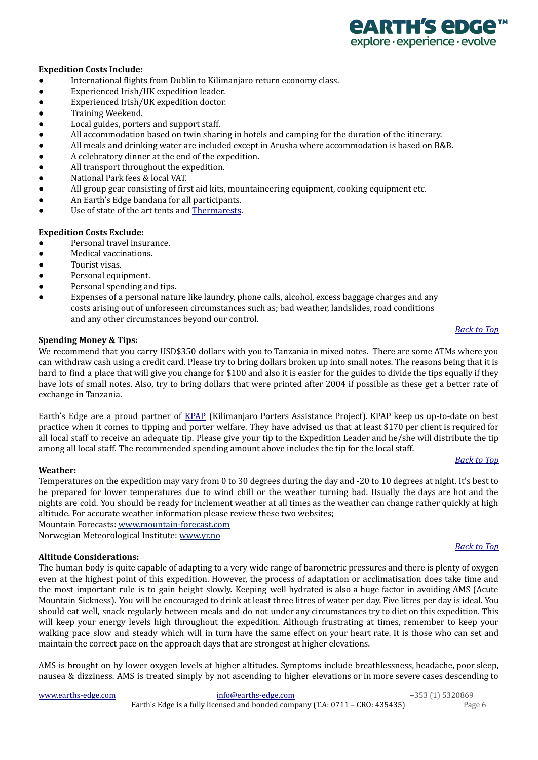**Expedition Costs Include:**

- International flights from Dublin to Kilimanjaro return economy class.
- Experienced Irish/UK expedition leader.
- Experienced Irish/UK expedition doctor.
- Training Weekend.
- Local guides, porters and support staff.
- All accommodation based on twin sharing in hotels and camping for the duration of the itinerary.
- All meals and drinking water are included except in Arusha where accommodation is based on B&B.
- A celebratory dinner at the end of the expedition.
- All transport throughout the expedition.
- National Park fees & local VAT.
- All group gear consisting of first aid kits, mountaineering equipment, cooking equipment etc.
- An Earth's Edge bandana for all participants.
- Use of state of the art tents and Thermarests.

**Expedition Costs Exclude:**

- Personal travel insurance.
- Medical vaccinations.
- Tourist visas.
- Personal equipment.
- Personal spending and tips.
- Expenses of a personal nature like laundry, phone calls, alcohol, excess baggage charges and any costs arising out of unforeseen circumstances such as; bad weather, landslides, road conditions and any other circumstances beyond our control.

*Back to Top*

**Spending Money & Tips:**

We recommend that you carry USD$350 dollars with you to Tanzania in mixed notes. There are some ATMs where you can withdraw cash using a credit card. Please try to bring dollars broken up into small notes. The reasons being that it is hard to find a place that will give you change for $100 and also it is easier for the guides to divide the tips equally if they have lots of small notes. Also, try to bring dollars that were printed after 2004 if possible as these get a better rate of exchange in Tanzania.

Earth's Edge are a proud partner of KPAP (Kilimanjaro Porters Assistance Project). KPAP keep us up-to-date on best practice when it comes to tipping and porter welfare. They have advised us that at least $170 per client is required for all local staff to receive an adequate tip. Please give your tip to the Expedition Leader and he/she will distribute the tip among all local staff. The recommended spending amount above includes the tip for the local staff.

*Back to Top*

**Weather:**

Temperatures on the expedition may vary from 0 to 30 degrees during the day and -20 to 10 degrees at night. It's best to be prepared for lower temperatures due to wind chill or the weather turning bad. Usually the days are hot and the nights are cold. You should be ready for inclement weather at all times as the weather can change rather quickly at high altitude. For accurate weather information please review these two websites;
Mountain Forecasts: www.mountain-forecast.com
Norwegian Meteorological Institute: www.yr.no

*Back to Top*

**Altitude Considerations:**

The human body is quite capable of adapting to a very wide range of barometric pressures and there is plenty of oxygen even at the highest point of this expedition. However, the process of adaptation or acclimatisation does take time and the most important rule is to gain height slowly. Keeping well hydrated is also a huge factor in avoiding AMS (Acute Mountain Sickness). You will be encouraged to drink at least three litres of water per day. Five litres per day is ideal. You should eat well, snack regularly between meals and do not under any circumstances try to diet on this expedition. This will keep your energy levels high throughout the expedition. Although frustrating at times, remember to keep your walking pace slow and steady which will in turn have the same effect on your heart rate. It is those who can set and maintain the correct pace on the approach days that are strongest at higher elevations.

AMS is brought on by lower oxygen levels at higher altitudes. Symptoms include breathlessness, headache, poor sleep, nausea & dizziness. AMS is treated simply by not ascending to higher elevations or in more severe cases descending to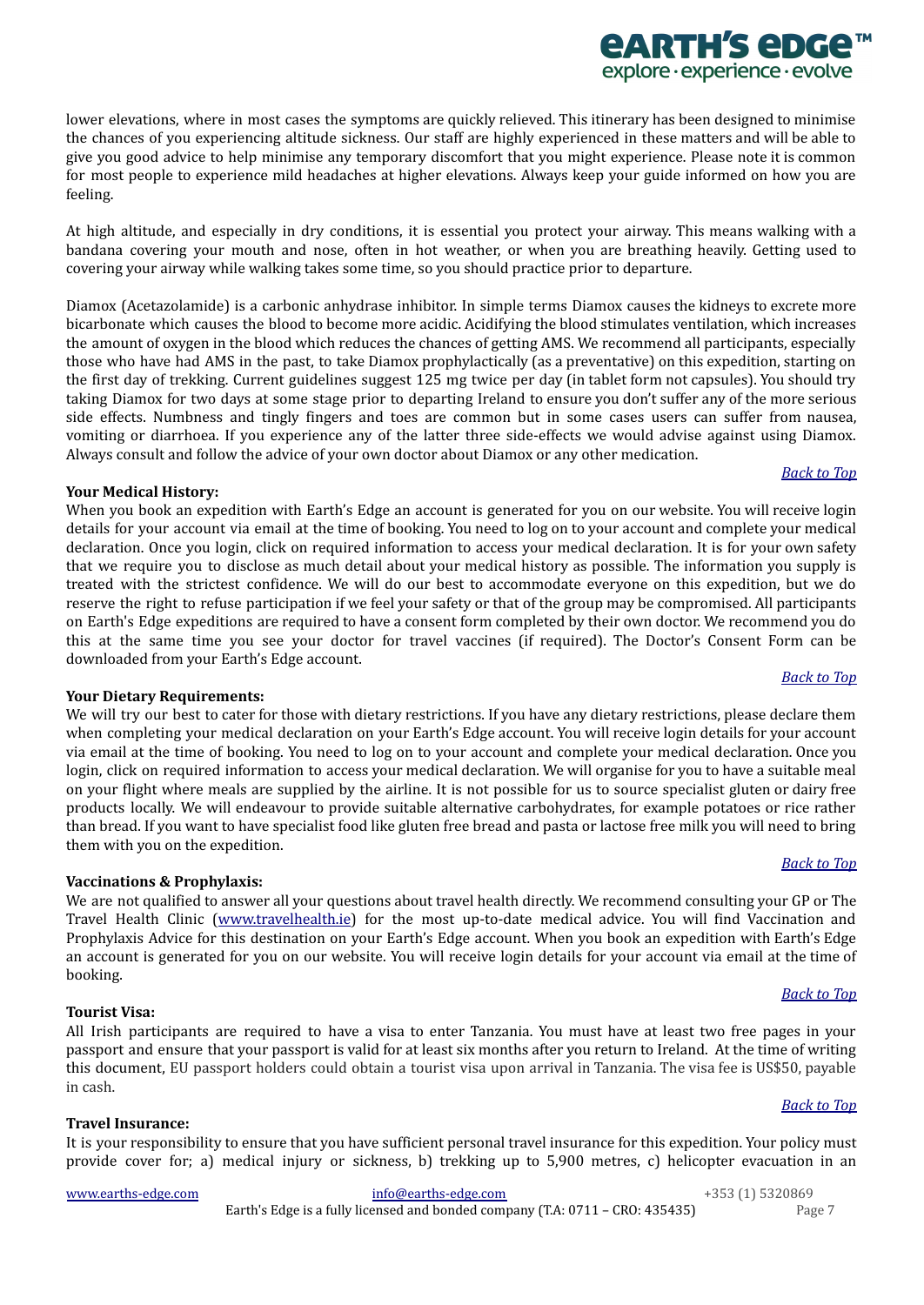lower elevations, where in most cases the symptoms are quickly relieved. This itinerary has been designed to minimise the chances of you experiencing altitude sickness. Our staff are highly experienced in these matters and will be able to give you good advice to help minimise any temporary discomfort that you might experience. Please note it is common for most people to experience mild headaches at higher elevations. Always keep your guide informed on how you are feeling.

At high altitude, and especially in dry conditions, it is essential you protect your airway. This means walking with a bandana covering your mouth and nose, often in hot weather, or when you are breathing heavily. Getting used to covering your airway while walking takes some time, so you should practice prior to departure.

Diamox (Acetazolamide) is a carbonic anhydrase inhibitor. In simple terms Diamox causes the kidneys to excrete more bicarbonate which causes the blood to become more acidic. Acidifying the blood stimulates ventilation, which increases the amount of oxygen in the blood which reduces the chances of getting AMS. We recommend all participants, especially those who have had AMS in the past, to take Diamox prophylactically (as a preventative) on this expedition, starting on the first day of trekking. Current guidelines suggest 125 mg twice per day (in tablet form not capsules). You should try taking Diamox for two days at some stage prior to departing Ireland to ensure you don't suffer any of the more serious side effects. Numbness and tingly fingers and toes are common but in some cases users can suffer from nausea, vomiting or diarrhoea. If you experience any of the latter three side-effects we would advise against using Diamox. Always consult and follow the advice of your own doctor about Diamox or any other medication.

*Back to Top*

**Your Medical History:**

When you book an expedition with Earth's Edge an account is generated for you on our website. You will receive login details for your account via email at the time of booking. You need to log on to your account and complete your medical declaration. Once you login, click on required information to access your medical declaration. It is for your own safety that we require you to disclose as much detail about your medical history as possible. The information you supply is treated with the strictest confidence. We will do our best to accommodate everyone on this expedition, but we do reserve the right to refuse participation if we feel your safety or that of the group may be compromised. All participants on Earth's Edge expeditions are required to have a consent form completed by their own doctor. We recommend you do this at the same time you see your doctor for travel vaccines (if required). The Doctor's Consent Form can be downloaded from your Earth's Edge account.

*Back to Top*

**Your Dietary Requirements:**

We will try our best to cater for those with dietary restrictions. If you have any dietary restrictions, please declare them when completing your medical declaration on your Earth's Edge account. You will receive login details for your account via email at the time of booking. You need to log on to your account and complete your medical declaration. Once you login, click on required information to access your medical declaration. We will organise for you to have a suitable meal on your flight where meals are supplied by the airline. It is not possible for us to source specialist gluten or dairy free products locally. We will endeavour to provide suitable alternative carbohydrates, for example potatoes or rice rather than bread. If you want to have specialist food like gluten free bread and pasta or lactose free milk you will need to bring them with you on the expedition.

*Back to Top*

**Vaccinations & Prophylaxis:**

We are not qualified to answer all your questions about travel health directly. We recommend consulting your GP or The Travel Health Clinic (www.travelhealth.ie) for the most up-to-date medical advice. You will find Vaccination and Prophylaxis Advice for this destination on your Earth's Edge account. When you book an expedition with Earth's Edge an account is generated for you on our website. You will receive login details for your account via email at the time of booking.

*Back to Top*

**Tourist Visa:**

All Irish participants are required to have a visa to enter Tanzania. You must have at least two free pages in your passport and ensure that your passport is valid for at least six months after you return to Ireland. At the time of writing this document, EU passport holders could obtain a tourist visa upon arrival in Tanzania. The visa fee is US$50, payable in cash.

*Back to Top*

**Travel Insurance:**

It is your responsibility to ensure that you have sufficient personal travel insurance for this expedition. Your policy must provide cover for; a) medical injury or sickness, b) trekking up to 5,900 metres, c) helicopter evacuation in an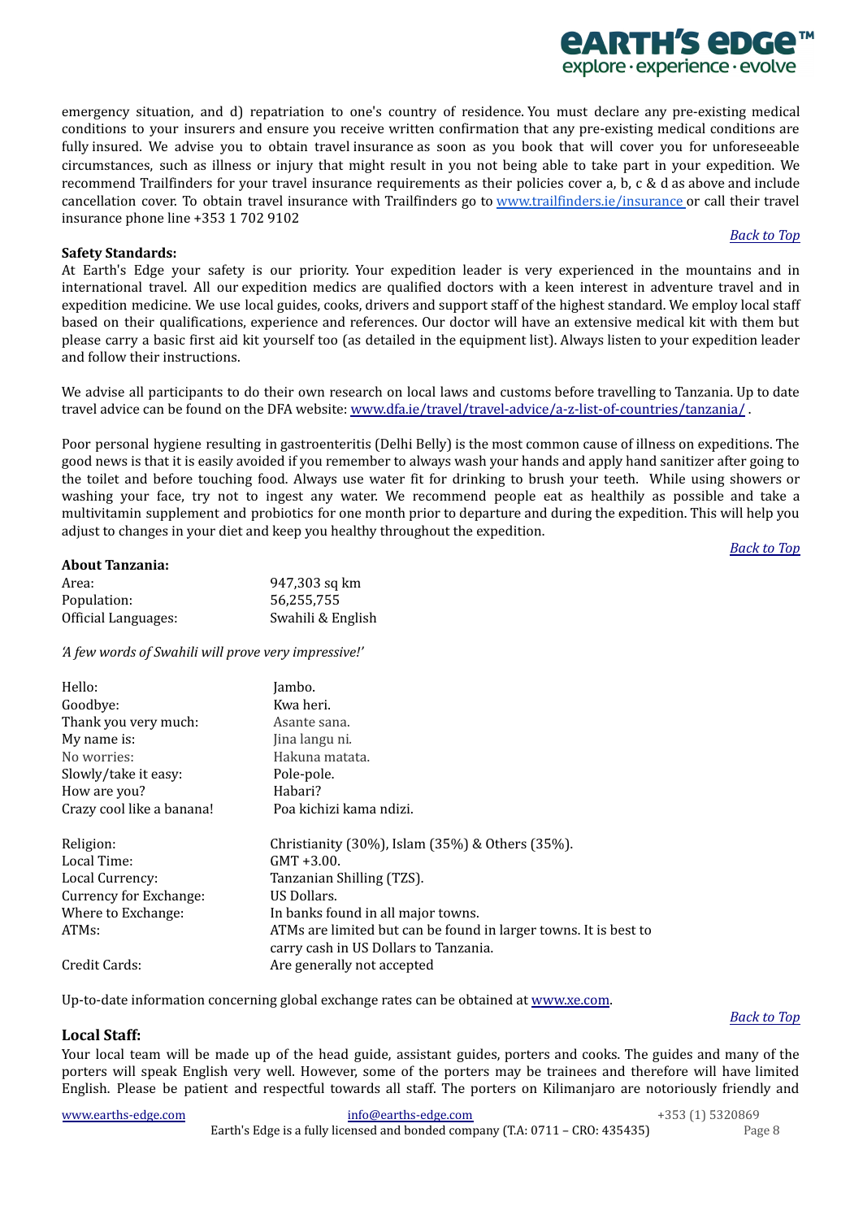emergency situation, and d) repatriation to one's country of residence. You must declare any pre-existing medical conditions to your insurers and ensure you receive written confirmation that any pre-existing medical conditions are fully insured. We advise you to obtain travel insurance as soon as you book that will cover you for unforeseeable circumstances, such as illness or injury that might result in you not being able to take part in your expedition. We recommend Trailfinders for your travel insurance requirements as their policies cover a, b, c & d as above and include cancellation cover. To obtain travel insurance with Trailfinders go to [www.trailfinders.ie/insurance](www.trailfinders.ie/insurance) or call their travel insurance phone line +353 1 702 9102

*Back to Top*

**Safety Standards:**

At Earth's Edge your safety is our priority. Your expedition leader is very experienced in the mountains and in international travel. All our expedition medics are qualified doctors with a keen interest in adventure travel and in expedition medicine. We use local guides, cooks, drivers and support staff of the highest standard. We employ local staff based on their qualifications, experience and references. Our doctor will have an extensive medical kit with them but please carry a basic first aid kit yourself too (as detailed in the equipment list). Always listen to your expedition leader and follow their instructions.

We advise all participants to do their own research on local laws and customs before travelling to Tanzania. Up to date travel advice can be found on the DFA website: [www.dfa.ie/travel/travel-advice/a-z-list-of-countries/tanzania/](www.dfa.ie/travel/travel-advice/a-z-list-of-countries/tanzania/) .

Poor personal hygiene resulting in gastroenteritis (Delhi Belly) is the most common cause of illness on expeditions. The good news is that it is easily avoided if you remember to always wash your hands and apply hand sanitizer after going to the toilet and before touching food. Always use water fit for drinking to brush your teeth. While using showers or washing your face, try not to ingest any water. We recommend people eat as healthily as possible and take a multivitamin supplement and probiotics for one month prior to departure and during the expedition. This will help you adjust to changes in your diet and keep you healthy throughout the expedition.

*Back to Top*

**About Tanzania:**

| | |
|---|---|
| Area: | 947,303 sq km |
| Population: | 56,255,755 |
| Official Languages: | Swahili & English |

*'A few words of Swahili will prove very impressive!'*

| | |
|---|---|
| Hello: | Jambo. |
| Goodbye: | Kwa heri. |
| Thank you very much: | Asante sana. |
| My name is: | Jina langu ni. |
| No worries: | Hakuna matata. |
| Slowly/take it easy: | Pole-pole. |
| How are you? | Habari? |
| Crazy cool like a banana! | Poa kichizi kama ndizi. |

| | |
|---|---|
| Religion: | Christianity (30%), Islam (35%) & Others (35%). |
| Local Time: | GMT +3.00. |
| Local Currency: | Tanzanian Shilling (TZS). |
| Currency for Exchange: | US Dollars. |
| Where to Exchange: | In banks found in all major towns. |
| ATMs: | ATMs are limited but can be found in larger towns. It is best to carry cash in US Dollars to Tanzania. |
| Credit Cards: | Are generally not accepted |

Up-to-date information concerning global exchange rates can be obtained at [www.xe.com](www.xe.com).

*Back to Top*

**Local Staff:**

Your local team will be made up of the head guide, assistant guides, porters and cooks. The guides and many of the porters will speak English very well. However, some of the porters may be trainees and therefore will have limited English. Please be patient and respectful towards all staff. The porters on Kilimanjaro are notoriously friendly and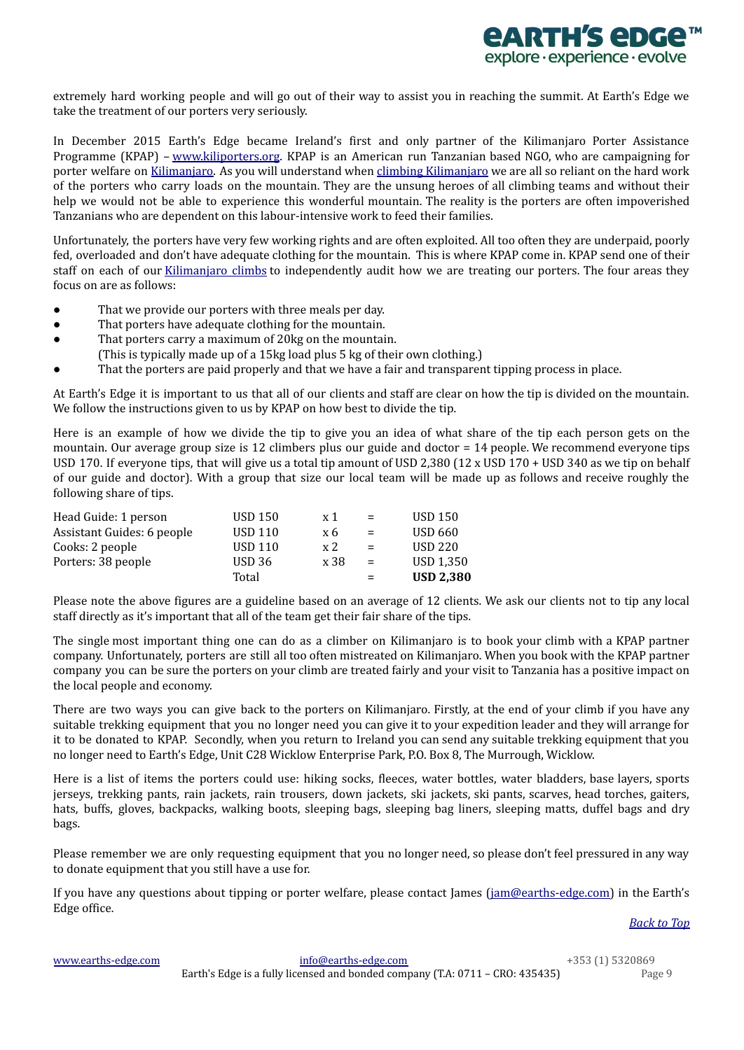extremely hard working people and will go out of their way to assist you in reaching the summit. At Earth's Edge we take the treatment of our porters very seriously.

In December 2015 Earth's Edge became Ireland's first and only partner of the Kilimanjaro Porter Assistance Programme (KPAP) – [www.kiliporters.org](www.kiliporters.org). KPAP is an American run Tanzanian based NGO, who are campaigning for porter welfare on Kilimanjaro. As you will understand when climbing Kilimanjaro we are all so reliant on the hard work of the porters who carry loads on the mountain. They are the unsung heroes of all climbing teams and without their help we would not be able to experience this wonderful mountain. The reality is the porters are often impoverished Tanzanians who are dependent on this labour-intensive work to feed their families.

Unfortunately, the porters have very few working rights and are often exploited. All too often they are underpaid, poorly fed, overloaded and don't have adequate clothing for the mountain. This is where KPAP come in. KPAP send one of their staff on each of our Kilimanjaro climbs to independently audit how we are treating our porters. The four areas they focus on are as follows:

- That we provide our porters with three meals per day.
- That porters have adequate clothing for the mountain.
- That porters carry a maximum of 20kg on the mountain.
  (This is typically made up of a 15kg load plus 5 kg of their own clothing.)
- That the porters are paid properly and that we have a fair and transparent tipping process in place.

At Earth's Edge it is important to us that all of our clients and staff are clear on how the tip is divided on the mountain. We follow the instructions given to us by KPAP on how best to divide the tip.

Here is an example of how we divide the tip to give you an idea of what share of the tip each person gets on the mountain. Our average group size is 12 climbers plus our guide and doctor = 14 people. We recommend everyone tips USD 170. If everyone tips, that will give us a total tip amount of USD 2,380 (12 x USD 170 + USD 340 as we tip on behalf of our guide and doctor). With a group that size our local team will be made up as follows and receive roughly the following share of tips.

| | | | | |
|---|---|---|---|---|
| Head Guide: 1 person | USD 150 | x 1 | = | USD 150 |
| Assistant Guides: 6 people | USD 110 | x 6 | = | USD 660 |
| Cooks: 2 people | USD 110 | x 2 | = | USD 220 |
| Porters: 38 people | USD 36 | x 38 | = | USD 1,350 |
| | Total | | = | **USD 2,380** |

Please note the above figures are a guideline based on an average of 12 clients. We ask our clients not to tip any local staff directly as it's important that all of the team get their fair share of the tips.

The single most important thing one can do as a climber on Kilimanjaro is to book your climb with a KPAP partner company. Unfortunately, porters are still all too often mistreated on Kilimanjaro. When you book with the KPAP partner company you can be sure the porters on your climb are treated fairly and your visit to Tanzania has a positive impact on the local people and economy.

There are two ways you can give back to the porters on Kilimanjaro. Firstly, at the end of your climb if you have any suitable trekking equipment that you no longer need you can give it to your expedition leader and they will arrange for it to be donated to KPAP. Secondly, when you return to Ireland you can send any suitable trekking equipment that you no longer need to Earth's Edge, Unit C28 Wicklow Enterprise Park, P.O. Box 8, The Murrough, Wicklow.

Here is a list of items the porters could use: hiking socks, fleeces, water bottles, water bladders, base layers, sports jerseys, trekking pants, rain jackets, rain trousers, down jackets, ski jackets, ski pants, scarves, head torches, gaiters, hats, buffs, gloves, backpacks, walking boots, sleeping bags, sleeping bag liners, sleeping matts, duffel bags and dry bags.

Please remember we are only requesting equipment that you no longer need, so please don't feel pressured in any way to donate equipment that you still have a use for.

If you have any questions about tipping or porter welfare, please contact James (jam@earths-edge.com) in the Earth's Edge office.

*Back to Top*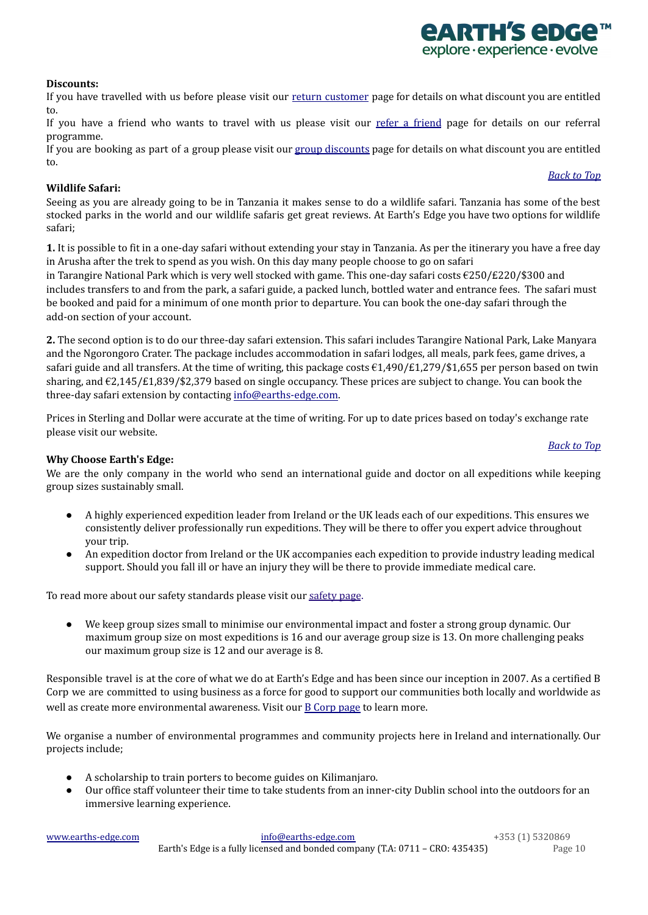**Discounts:**

If you have travelled with us before please visit our [return customer] page for details on what discount you are entitled to.

If you have a friend who wants to travel with us please visit our [refer a friend] page for details on our referral programme.

If you are booking as part of a group please visit our [group discounts] page for details on what discount you are entitled to.

*Back to Top*

**Wildlife Safari:**

Seeing as you are already going to be in Tanzania it makes sense to do a wildlife safari. Tanzania has some of the best stocked parks in the world and our wildlife safaris get great reviews. At Earth's Edge you have two options for wildlife safari;

**1.** It is possible to fit in a one-day safari without extending your stay in Tanzania. As per the itinerary you have a free day in Arusha after the trek to spend as you wish. On this day many people choose to go on safari in Tarangire National Park which is very well stocked with game. This one-day safari costs €250/£220/$300 and includes transfers to and from the park, a safari guide, a packed lunch, bottled water and entrance fees. The safari must be booked and paid for a minimum of one month prior to departure. You can book the one-day safari through the add-on section of your account.

**2.** The second option is to do our three-day safari extension. This safari includes Tarangire National Park, Lake Manyara and the Ngorongoro Crater. The package includes accommodation in safari lodges, all meals, park fees, game drives, a safari guide and all transfers. At the time of writing, this package costs €1,490/£1,279/$1,655 per person based on twin sharing, and €2,145/£1,839/$2,379 based on single occupancy. These prices are subject to change. You can book the three-day safari extension by contacting info@earths-edge.com.

Prices in Sterling and Dollar were accurate at the time of writing. For up to date prices based on today's exchange rate please visit our website.

*Back to Top*

**Why Choose Earth's Edge:**

We are the only company in the world who send an international guide and doctor on all expeditions while keeping group sizes sustainably small.

- A highly experienced expedition leader from Ireland or the UK leads each of our expeditions. This ensures we consistently deliver professionally run expeditions. They will be there to offer you expert advice throughout your trip.
- An expedition doctor from Ireland or the UK accompanies each expedition to provide industry leading medical support. Should you fall ill or have an injury they will be there to provide immediate medical care.

To read more about our safety standards please visit our [safety page].

- We keep group sizes small to minimise our environmental impact and foster a strong group dynamic. Our maximum group size on most expeditions is 16 and our average group size is 13. On more challenging peaks our maximum group size is 12 and our average is 8.

Responsible travel is at the core of what we do at Earth's Edge and has been since our inception in 2007. As a certified B Corp we are committed to using business as a force for good to support our communities both locally and worldwide as well as create more environmental awareness. Visit our [B Corp page] to learn more.

We organise a number of environmental programmes and community projects here in Ireland and internationally. Our projects include;

- A scholarship to train porters to become guides on Kilimanjaro.
- Our office staff volunteer their time to take students from an inner-city Dublin school into the outdoors for an immersive learning experience.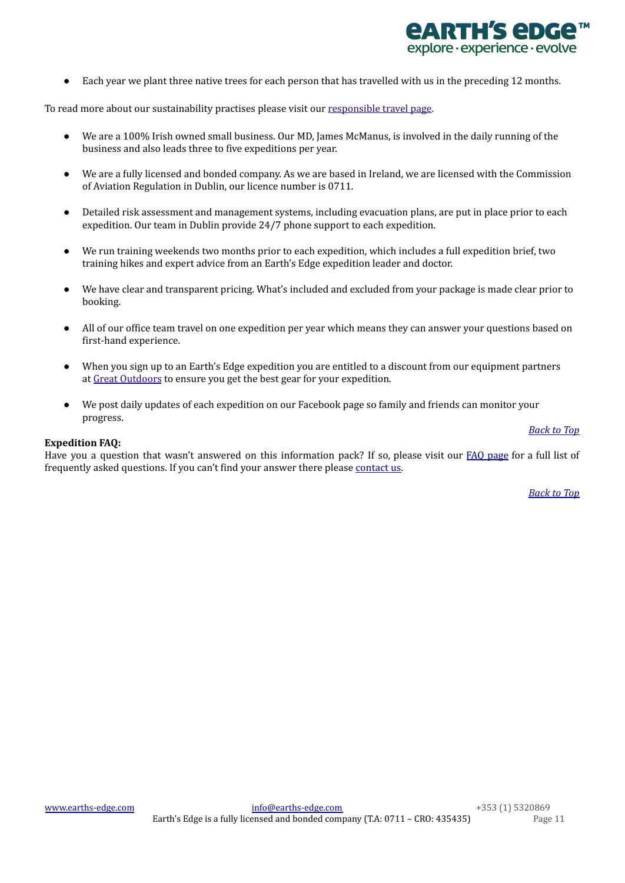- Each year we plant three native trees for each person that has travelled with us in the preceding 12 months.

To read more about our sustainability practises please visit our responsible travel page.

- We are a 100% Irish owned small business. Our MD, James McManus, is involved in the daily running of the business and also leads three to five expeditions per year.
- We are a fully licensed and bonded company. As we are based in Ireland, we are licensed with the Commission of Aviation Regulation in Dublin, our licence number is 0711.
- Detailed risk assessment and management systems, including evacuation plans, are put in place prior to each expedition. Our team in Dublin provide 24/7 phone support to each expedition.
- We run training weekends two months prior to each expedition, which includes a full expedition brief, two training hikes and expert advice from an Earth's Edge expedition leader and doctor.
- We have clear and transparent pricing. What's included and excluded from your package is made clear prior to booking.
- All of our office team travel on one expedition per year which means they can answer your questions based on first-hand experience.
- When you sign up to an Earth's Edge expedition you are entitled to a discount from our equipment partners at Great Outdoors to ensure you get the best gear for your expedition.
- We post daily updates of each expedition on our Facebook page so family and friends can monitor your progress.

*Back to Top*

**Expedition FAQ:**

Have you a question that wasn't answered on this information pack? If so, please visit our FAQ page for a full list of frequently asked questions. If you can't find your answer there please contact us.

*Back to Top*